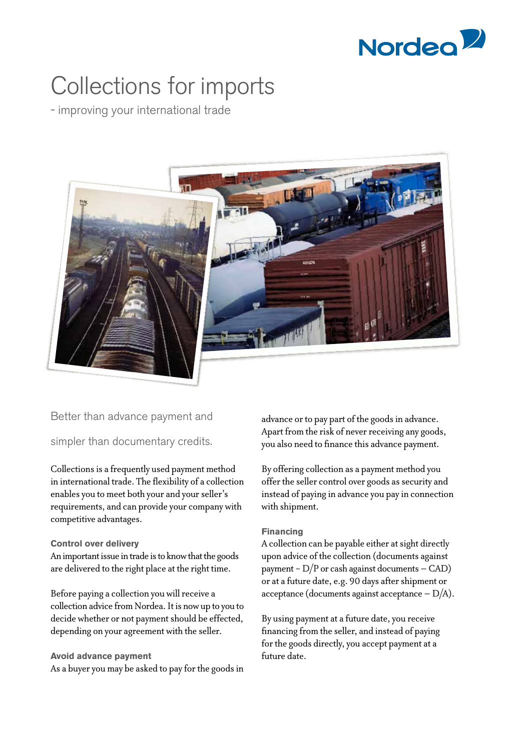# Collections for imports

- improving your international trade

Better than advance payment and simpler than documentary credits.

Collections is a frequently used payment method in international trade. The flexibility of a collection enables you to meet both your and your seller's requirements, and can provide your company with competitive advantages.

### Control over delivery

An important issue in trade is to know that the goods are delivered to the right place at the right time.

Before paying a collection you will receive a collection advice from Nordea. It is now up to you to decide whether or not payment should be effected, depending on your agreement with the seller.

### Avoid advance payment

As a buyer you may be asked to pay for the goods in advance or to pay part of the goods in advance. Apart from the risk of never receiving any goods, you also need to finance this advance payment.

By offering collection as a payment method you offer the seller control over goods as security and instead of paying in advance you pay in connection with shipment.

### Financing

A collection can be payable either at sight directly upon advice of the collection (documents against payment - D/P or cash against documents – CAD) or at a future date, e.g. 90 days after shipment or acceptance (documents against acceptance – D/A).

By using payment at a future date, you receive financing from the seller, and instead of paying for the goods directly, you accept payment at a future date.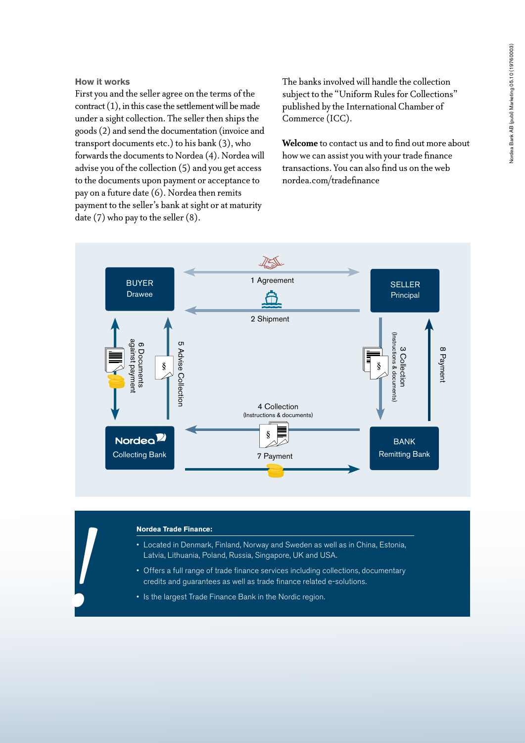### How it works

First you and the seller agree on the terms of the contract (1), in this case the settlement will be made under a sight collection. The seller then ships the goods (2) and send the documentation (invoice and transport documents etc.) to his bank (3), who forwards the documents to Nordea (4). Nordea will advise you of the collection (5) and you get access to the documents upon payment or acceptance to pay on a future date (6). Nordea then remits payment to the seller's bank at sight or at maturity date (7) who pay to the seller (8).

The banks involved will handle the collection subject to the "Uniform Rules for Collections" published by the International Chamber of Commerce (ICC).

**Welcome** to contact us and to find out more about how we can assist you with your trade finance transactions. You can also find us on the web nordea.com/tradefinance

BUYER
Drawee

SELLER
Principal

1 Agreement

2 Shipment

3 Collection
(Instructions & documents)

4 Collection
(Instructions & documents)

5 Advise Collection

6 Documents against payment

7 Payment

8 Payment

Nordea
Collecting Bank

BANK
Remitting Bank

**Nordea Trade Finance:**

- Located in Denmark, Finland, Norway and Sweden as well as in China, Estonia, Latvia, Lithuania, Poland, Russia, Singapore, UK and USA.
- Offers a full range of trade finance services including collections, documentary credits and guarantees as well as trade finance related e-solutions.
- Is the largest Trade Finance Bank in the Nordic region.

Nordea Bank AB (publ) Marketing 05.10 (19760003)